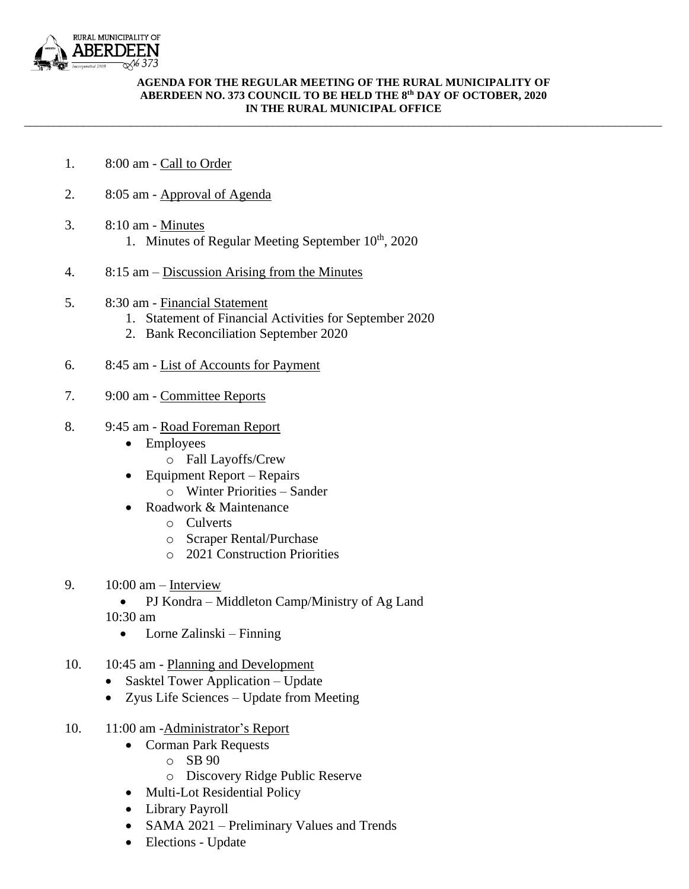RURAL MUNICIPALITY OF ABERDEEN No 373

Incorporated 1909

**AGENDA FOR THE REGULAR MEETING OF THE RURAL MUNICIPALITY OF ABERDEEN NO. 373 COUNCIL TO BE HELD THE 8th DAY OF OCTOBER, 2020 IN THE RURAL MUNICIPAL OFFICE**

---

1. 8:00 am - Call to Order

2. 8:05 am - Approval of Agenda

3. 8:10 am - Minutes
   1. Minutes of Regular Meeting September 10th, 2020

4. 8:15 am – Discussion Arising from the Minutes

5. 8:30 am - Financial Statement
   1. Statement of Financial Activities for September 2020
   2. Bank Reconciliation September 2020

6. 8:45 am - List of Accounts for Payment

7. 9:00 am - Committee Reports

8. 9:45 am - Road Foreman Report
   - Employees
     - Fall Layoffs/Crew
   - Equipment Report – Repairs
     - Winter Priorities – Sander
   - Roadwork & Maintenance
     - Culverts
     - Scraper Rental/Purchase
     - 2021 Construction Priorities

9. 10:00 am – Interview
   - PJ Kondra – Middleton Camp/Ministry of Ag Land

   10:30 am
   - Lorne Zalinski – Finning

10. 10:45 am - Planning and Development
   - Sasktel Tower Application – Update
   - Zyus Life Sciences – Update from Meeting

10. 11:00 am -Administrator's Report
   - Corman Park Requests
     - SB 90
     - Discovery Ridge Public Reserve
   - Multi-Lot Residential Policy
   - Library Payroll
   - SAMA 2021 – Preliminary Values and Trends
   - Elections - Update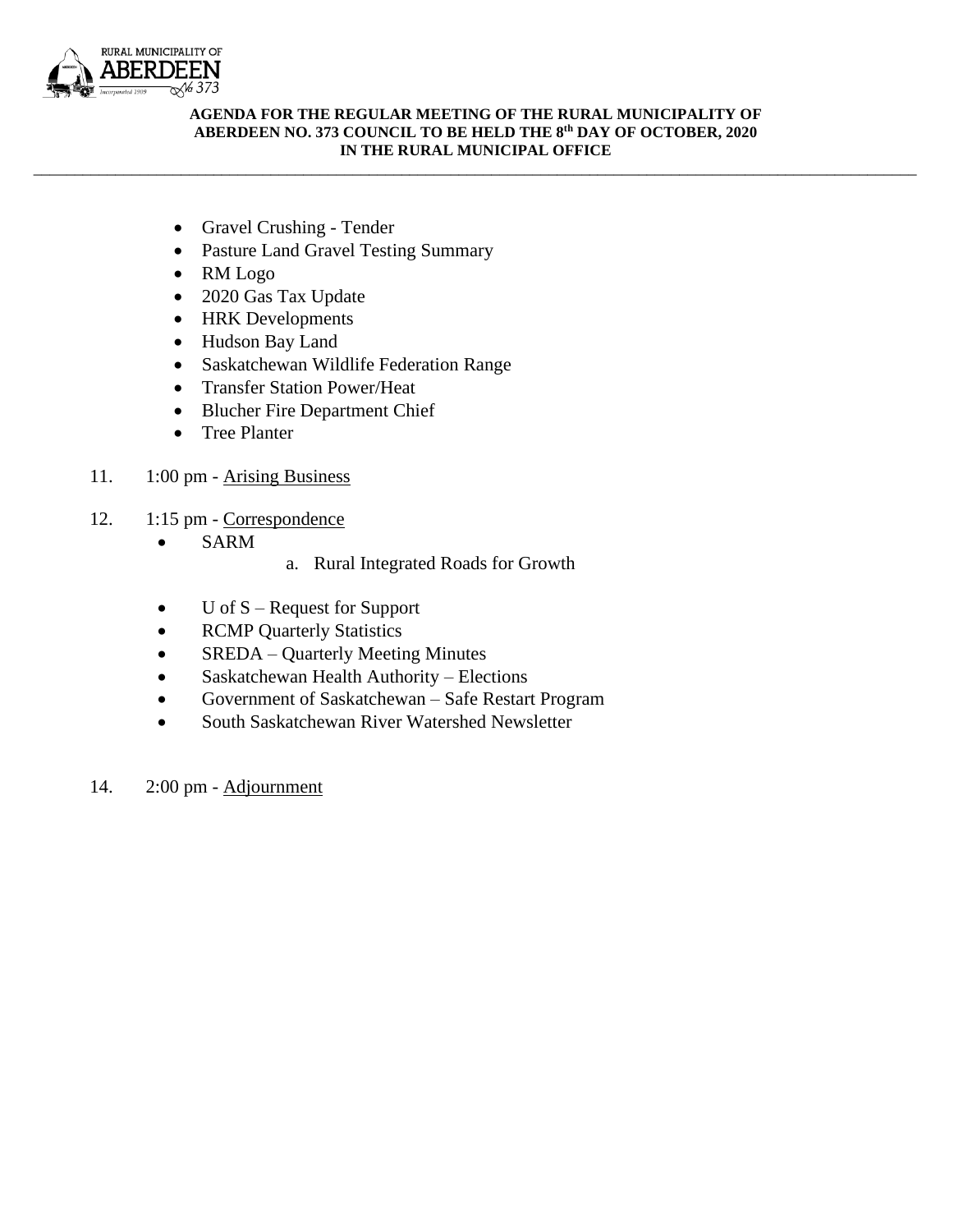**AGENDA FOR THE REGULAR MEETING OF THE RURAL MUNICIPALITY OF ABERDEEN NO. 373 COUNCIL TO BE HELD THE 8th DAY OF OCTOBER, 2020 IN THE RURAL MUNICIPAL OFFICE**

- Gravel Crushing - Tender
- Pasture Land Gravel Testing Summary
- RM Logo
- 2020 Gas Tax Update
- HRK Developments
- Hudson Bay Land
- Saskatchewan Wildlife Federation Range
- Transfer Station Power/Heat
- Blucher Fire Department Chief
- Tree Planter

11. 1:00 pm - Arising Business

12. 1:15 pm - Correspondence
    - SARM
        a. Rural Integrated Roads for Growth
    - U of S – Request for Support
    - RCMP Quarterly Statistics
    - SREDA – Quarterly Meeting Minutes
    - Saskatchewan Health Authority – Elections
    - Government of Saskatchewan – Safe Restart Program
    - South Saskatchewan River Watershed Newsletter

14. 2:00 pm - Adjournment